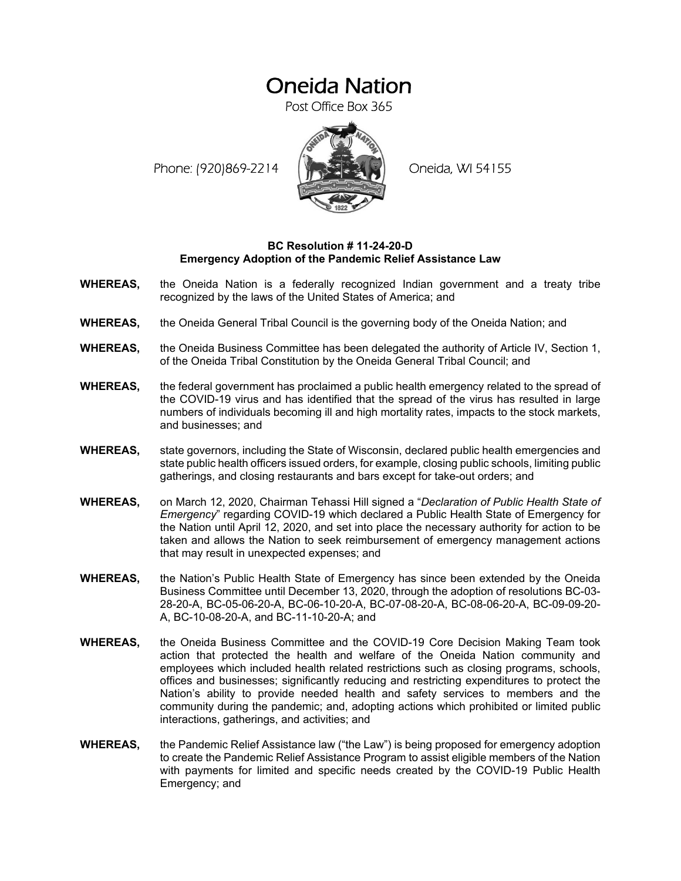# Oneida Nation

Post Office Box 365

Phone: (920)869-2214 Oneida, WI 54155

**BC Resolution # 11-24-20-D**
**Emergency Adoption of the Pandemic Relief Assistance Law**

**WHEREAS,** the Oneida Nation is a federally recognized Indian government and a treaty tribe recognized by the laws of the United States of America; and

**WHEREAS,** the Oneida General Tribal Council is the governing body of the Oneida Nation; and

**WHEREAS,** the Oneida Business Committee has been delegated the authority of Article IV, Section 1, of the Oneida Tribal Constitution by the Oneida General Tribal Council; and

**WHEREAS,** the federal government has proclaimed a public health emergency related to the spread of the COVID-19 virus and has identified that the spread of the virus has resulted in large numbers of individuals becoming ill and high mortality rates, impacts to the stock markets, and businesses; and

**WHEREAS,** state governors, including the State of Wisconsin, declared public health emergencies and state public health officers issued orders, for example, closing public schools, limiting public gatherings, and closing restaurants and bars except for take-out orders; and

**WHEREAS,** on March 12, 2020, Chairman Tehassi Hill signed a "*Declaration of Public Health State of Emergency*" regarding COVID-19 which declared a Public Health State of Emergency for the Nation until April 12, 2020, and set into place the necessary authority for action to be taken and allows the Nation to seek reimbursement of emergency management actions that may result in unexpected expenses; and

**WHEREAS,** the Nation's Public Health State of Emergency has since been extended by the Oneida Business Committee until December 13, 2020, through the adoption of resolutions BC-03-28-20-A, BC-05-06-20-A, BC-06-10-20-A, BC-07-08-20-A, BC-08-06-20-A, BC-09-09-20-A, BC-10-08-20-A, and BC-11-10-20-A; and

**WHEREAS,** the Oneida Business Committee and the COVID-19 Core Decision Making Team took action that protected the health and welfare of the Oneida Nation community and employees which included health related restrictions such as closing programs, schools, offices and businesses; significantly reducing and restricting expenditures to protect the Nation's ability to provide needed health and safety services to members and the community during the pandemic; and, adopting actions which prohibited or limited public interactions, gatherings, and activities; and

**WHEREAS,** the Pandemic Relief Assistance law ("the Law") is being proposed for emergency adoption to create the Pandemic Relief Assistance Program to assist eligible members of the Nation with payments for limited and specific needs created by the COVID-19 Public Health Emergency; and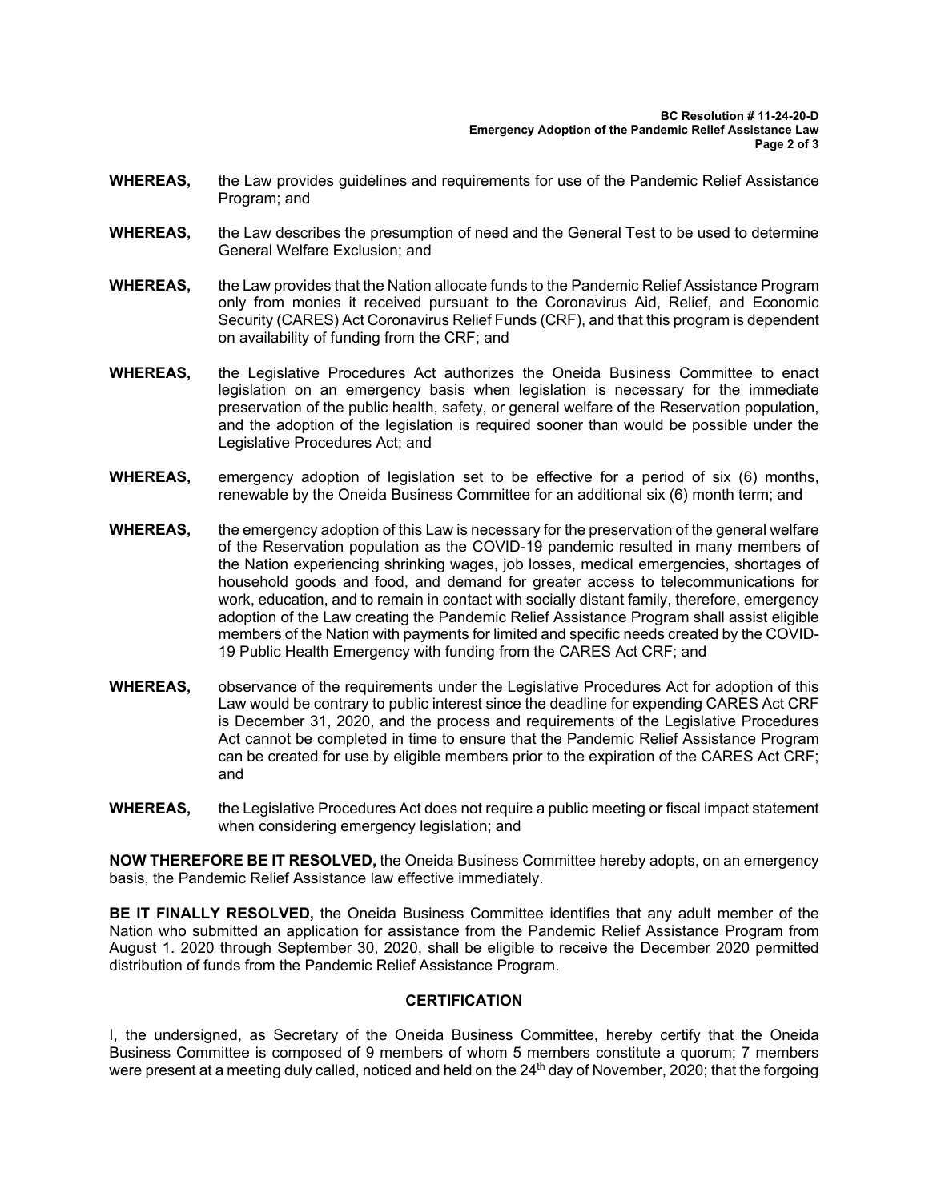**WHEREAS,** the Law provides guidelines and requirements for use of the Pandemic Relief Assistance Program; and

**WHEREAS,** the Law describes the presumption of need and the General Test to be used to determine General Welfare Exclusion; and

**WHEREAS,** the Law provides that the Nation allocate funds to the Pandemic Relief Assistance Program only from monies it received pursuant to the Coronavirus Aid, Relief, and Economic Security (CARES) Act Coronavirus Relief Funds (CRF), and that this program is dependent on availability of funding from the CRF; and

**WHEREAS,** the Legislative Procedures Act authorizes the Oneida Business Committee to enact legislation on an emergency basis when legislation is necessary for the immediate preservation of the public health, safety, or general welfare of the Reservation population, and the adoption of the legislation is required sooner than would be possible under the Legislative Procedures Act; and

**WHEREAS,** emergency adoption of legislation set to be effective for a period of six (6) months, renewable by the Oneida Business Committee for an additional six (6) month term; and

**WHEREAS,** the emergency adoption of this Law is necessary for the preservation of the general welfare of the Reservation population as the COVID-19 pandemic resulted in many members of the Nation experiencing shrinking wages, job losses, medical emergencies, shortages of household goods and food, and demand for greater access to telecommunications for work, education, and to remain in contact with socially distant family, therefore, emergency adoption of the Law creating the Pandemic Relief Assistance Program shall assist eligible members of the Nation with payments for limited and specific needs created by the COVID-19 Public Health Emergency with funding from the CARES Act CRF; and

**WHEREAS,** observance of the requirements under the Legislative Procedures Act for adoption of this Law would be contrary to public interest since the deadline for expending CARES Act CRF is December 31, 2020, and the process and requirements of the Legislative Procedures Act cannot be completed in time to ensure that the Pandemic Relief Assistance Program can be created for use by eligible members prior to the expiration of the CARES Act CRF; and

**WHEREAS,** the Legislative Procedures Act does not require a public meeting or fiscal impact statement when considering emergency legislation; and

**NOW THEREFORE BE IT RESOLVED,** the Oneida Business Committee hereby adopts, on an emergency basis, the Pandemic Relief Assistance law effective immediately.

**BE IT FINALLY RESOLVED,** the Oneida Business Committee identifies that any adult member of the Nation who submitted an application for assistance from the Pandemic Relief Assistance Program from August 1. 2020 through September 30, 2020, shall be eligible to receive the December 2020 permitted distribution of funds from the Pandemic Relief Assistance Program.

## CERTIFICATION

I, the undersigned, as Secretary of the Oneida Business Committee, hereby certify that the Oneida Business Committee is composed of 9 members of whom 5 members constitute a quorum; 7 members were present at a meeting duly called, noticed and held on the 24th day of November, 2020; that the forgoing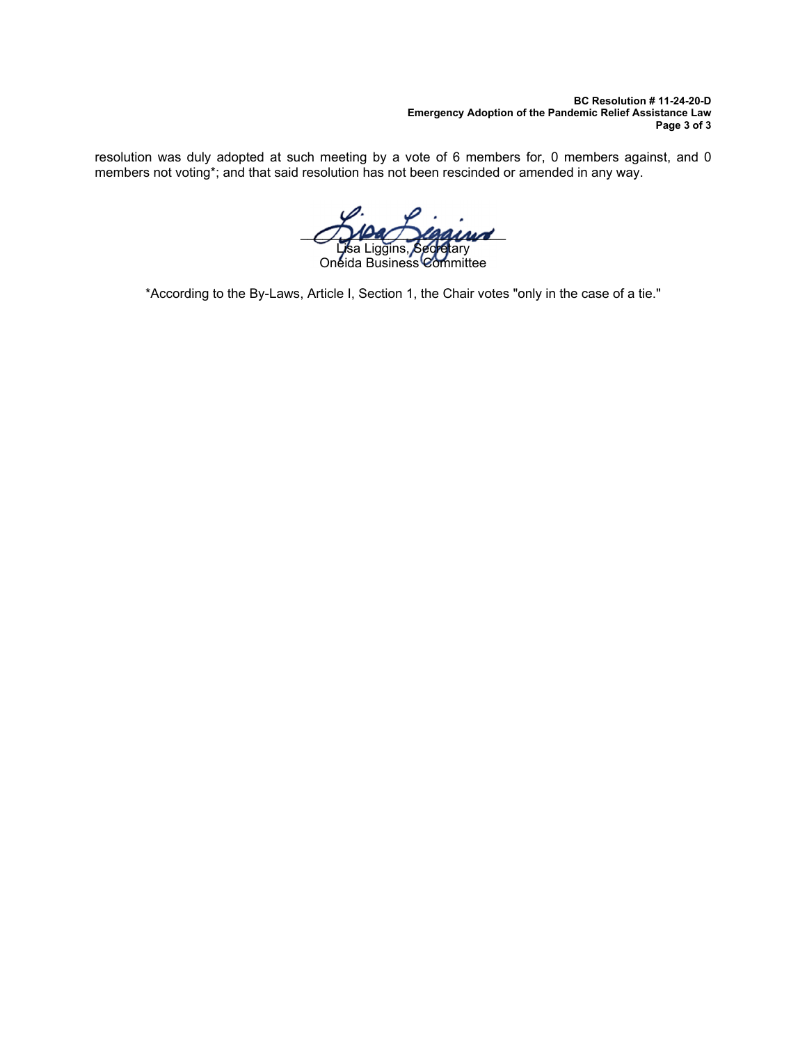resolution was duly adopted at such meeting by a vote of 6 members for, 0 members against, and 0 members not voting*; and that said resolution has not been rescinded or amended in any way.

Lisa Liggins, Secretary
Oneida Business Committee

*According to the By-Laws, Article I, Section 1, the Chair votes "only in the case of a tie."